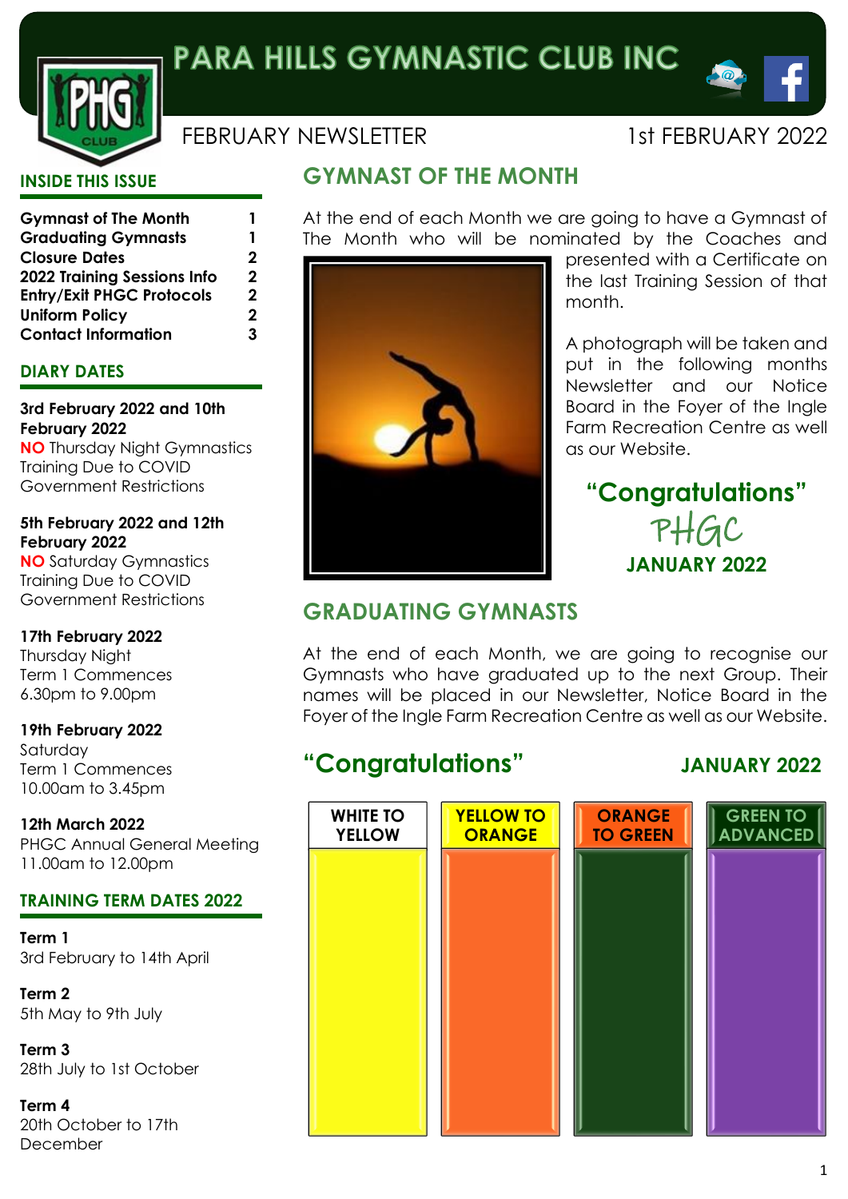# PARA HILLS GYMNASTIC CLUB INC

FEBRUARY NEWSLETTER

1st FEBRUARY 2022

## INSIDE THIS ISSUE

| | |
|---|---|
| **Gymnast of The Month** | **1** |
| **Graduating Gymnasts** | **1** |
| **Closure Dates** | **2** |
| **2022 Training Sessions Info** | **2** |
| **Entry/Exit PHGC Protocols** | **2** |
| **Uniform Policy** | **2** |
| **Contact Information** | **3** |

## DIARY DATES

**3rd February 2022 and 10th February 2022**
**NO** Thursday Night Gymnastics Training Due to COVID Government Restrictions

**5th February 2022 and 12th February 2022**
**NO** Saturday Gymnastics Training Due to COVID Government Restrictions

**17th February 2022**
Thursday Night
Term 1 Commences
6.30pm to 9.00pm

**19th February 2022**
Saturday
Term 1 Commences
10.00am to 3.45pm

**12th March 2022**
PHGC Annual General Meeting
11.00am to 12.00pm

## TRAINING TERM DATES 2022

**Term 1**
3rd February to 14th April

**Term 2**
5th May to 9th July

**Term 3**
28th July to 1st October

**Term 4**
20th October to 17th December

## GYMNAST OF THE MONTH

At the end of each Month we are going to have a Gymnast of The Month who will be nominated by the Coaches and presented with a Certificate on the last Training Session of that month.

A photograph will be taken and put in the following months Newsletter and our Notice Board in the Foyer of the Ingle Farm Recreation Centre as well as our Website.

**"Congratulations"**
PHGC
**JANUARY 2022**

## GRADUATING GYMNASTS

At the end of each Month, we are going to recognise our Gymnasts who have graduated up to the next Group. Their names will be placed in our Newsletter, Notice Board in the Foyer of the Ingle Farm Recreation Centre as well as our Website.

**"Congratulations"** **JANUARY 2022**

| WHITE TO YELLOW | YELLOW TO ORANGE | ORANGE TO GREEN | GREEN TO ADVANCED |
|---|---|---|---|
| | | | |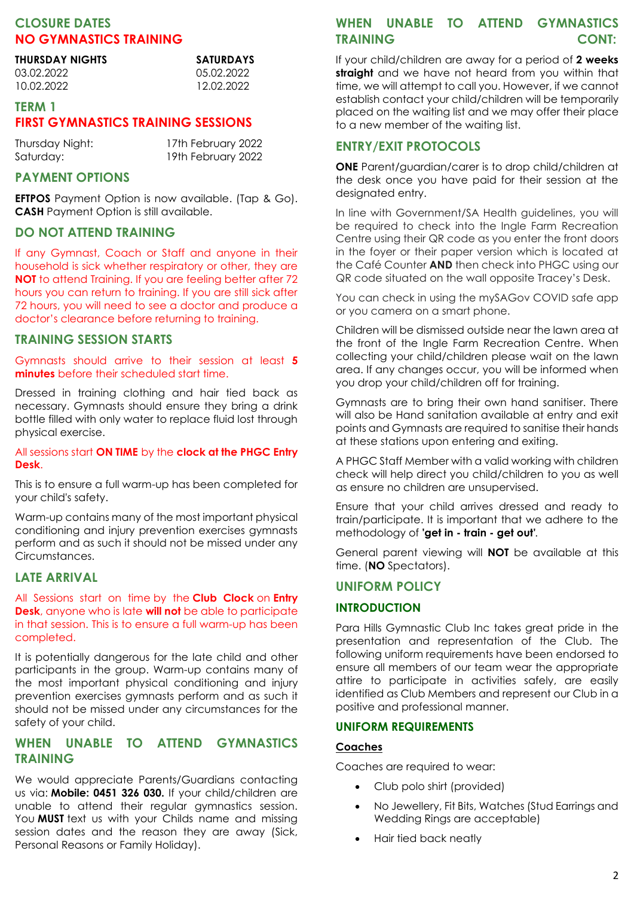## CLOSURE DATES
## NO GYMNASTICS TRAINING

| THURSDAY NIGHTS | SATURDAYS |
|---|---|
| 03.02.2022 | 05.02.2022 |
| 10.02.2022 | 12.02.2022 |

## TERM 1
## FIRST GYMNASTICS TRAINING SESSIONS

| | |
|---|---|
| Thursday Night: | 17th February 2022 |
| Saturday: | 19th February 2022 |

## PAYMENT OPTIONS

**EFTPOS** Payment Option is now available. (Tap & Go).
**CASH** Payment Option is still available.

## DO NOT ATTEND TRAINING

If any Gymnast, Coach or Staff and anyone in their household is sick whether respiratory or other, they are **NOT** to attend Training. If you are feeling better after 72 hours you can return to training. If you are still sick after 72 hours, you will need to see a doctor and produce a doctor's clearance before returning to training.

## TRAINING SESSION STARTS

Gymnasts should arrive to their session at least **5 minutes** before their scheduled start time.

Dressed in training clothing and hair tied back as necessary. Gymnasts should ensure they bring a drink bottle filled with only water to replace fluid lost through physical exercise.

All sessions start **ON TIME** by the **clock at the PHGC Entry Desk**.

This is to ensure a full warm-up has been completed for your child's safety.

Warm-up contains many of the most important physical conditioning and injury prevention exercises gymnasts perform and as such it should not be missed under any Circumstances.

## LATE ARRIVAL

All Sessions start on time by the **Club Clock** on **Entry Desk**, anyone who is late **will not** be able to participate in that session. This is to ensure a full warm-up has been completed.

It is potentially dangerous for the late child and other participants in the group. Warm-up contains many of the most important physical conditioning and injury prevention exercises gymnasts perform and as such it should not be missed under any circumstances for the safety of your child.

## WHEN UNABLE TO ATTEND GYMNASTICS TRAINING

We would appreciate Parents/Guardians contacting us via: **Mobile: 0451 326 030.** If your child/children are unable to attend their regular gymnastics session. You **MUST** text us with your Childs name and missing session dates and the reason they are away (Sick, Personal Reasons or Family Holiday).

## WHEN UNABLE TO ATTEND GYMNASTICS TRAINING CONT:

If your child/children are away for a period of **2 weeks straight** and we have not heard from you within that time, we will attempt to call you. However, if we cannot establish contact your child/children will be temporarily placed on the waiting list and we may offer their place to a new member of the waiting list.

## ENTRY/EXIT PROTOCOLS

**ONE** Parent/guardian/carer is to drop child/children at the desk once you have paid for their session at the designated entry.

In line with Government/SA Health guidelines, you will be required to check into the Ingle Farm Recreation Centre using their QR code as you enter the front doors in the foyer or their paper version which is located at the Café Counter **AND** then check into PHGC using our QR code situated on the wall opposite Tracey's Desk.

You can check in using the mySAGov COVID safe app or you camera on a smart phone.

Children will be dismissed outside near the lawn area at the front of the Ingle Farm Recreation Centre. When collecting your child/children please wait on the lawn area. If any changes occur, you will be informed when you drop your child/children off for training.

Gymnasts are to bring their own hand sanitiser. There will also be Hand sanitation available at entry and exit points and Gymnasts are required to sanitise their hands at these stations upon entering and exiting.

A PHGC Staff Member with a valid working with children check will help direct you child/children to you as well as ensure no children are unsupervised.

Ensure that your child arrives dressed and ready to train/participate. It is important that we adhere to the methodology of **'get in - train - get out'**.

General parent viewing will **NOT** be available at this time. (**NO** Spectators).

## UNIFORM POLICY

### INTRODUCTION

Para Hills Gymnastic Club Inc takes great pride in the presentation and representation of the Club. The following uniform requirements have been endorsed to ensure all members of our team wear the appropriate attire to participate in activities safely, are easily identified as Club Members and represent our Club in a positive and professional manner.

### UNIFORM REQUIREMENTS

**Coaches**

Coaches are required to wear:

- Club polo shirt (provided)
- No Jewellery, Fit Bits, Watches (Stud Earrings and Wedding Rings are acceptable)
- Hair tied back neatly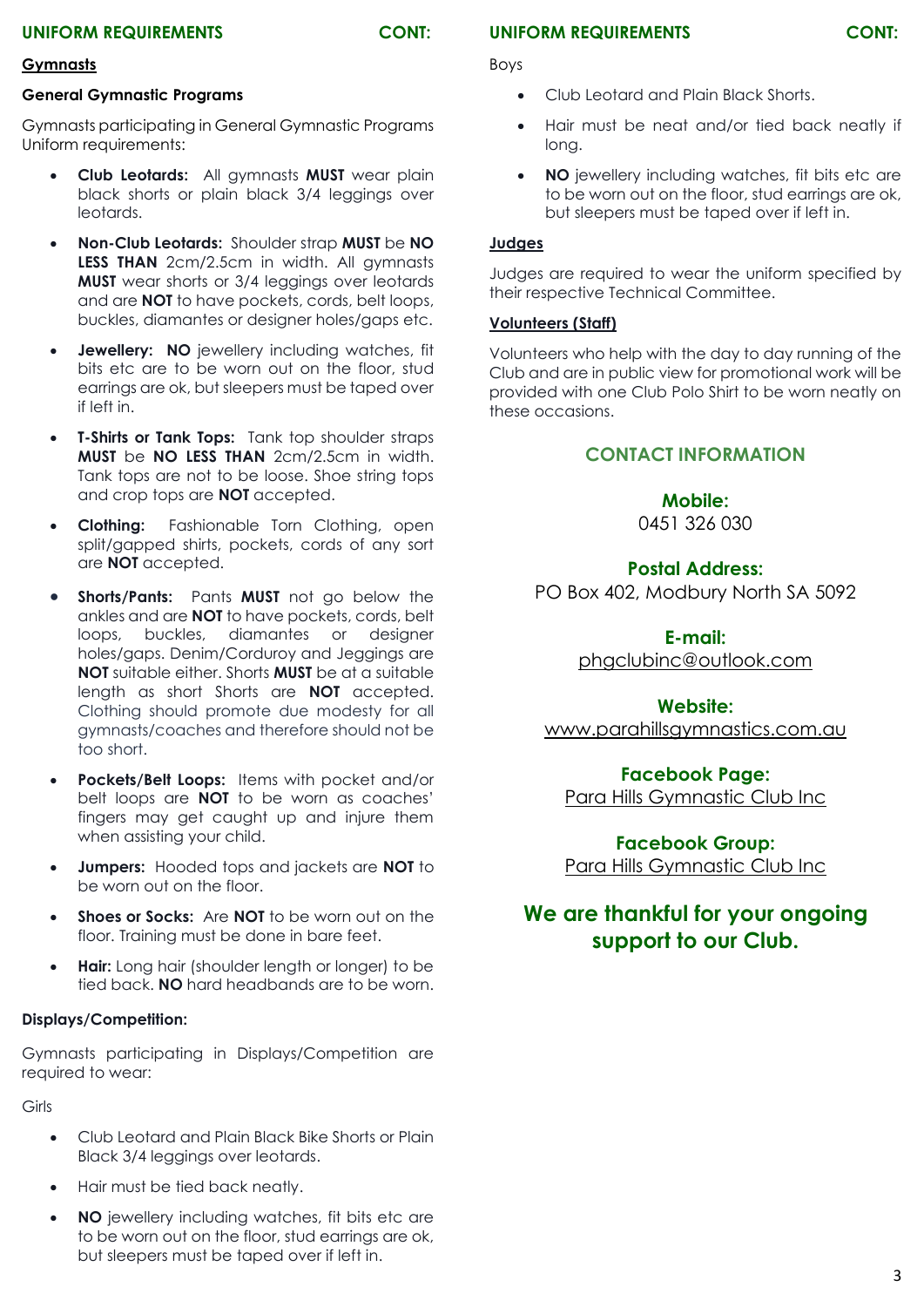## UNIFORM REQUIREMENTS CONT:

### Gymnasts

#### General Gymnastic Programs

Gymnasts participating in General Gymnastic Programs Uniform requirements:

- **Club Leotards:** All gymnasts **MUST** wear plain black shorts or plain black 3/4 leggings over leotards.
- **Non-Club Leotards:** Shoulder strap **MUST** be **NO LESS THAN** 2cm/2.5cm in width. All gymnasts **MUST** wear shorts or 3/4 leggings over leotards and are **NOT** to have pockets, cords, belt loops, buckles, diamantes or designer holes/gaps etc.
- **Jewellery:** **NO** jewellery including watches, fit bits etc are to be worn out on the floor, stud earrings are ok, but sleepers must be taped over if left in.
- **T-Shirts or Tank Tops:** Tank top shoulder straps **MUST** be **NO LESS THAN** 2cm/2.5cm in width. Tank tops are not to be loose. Shoe string tops and crop tops are **NOT** accepted.
- **Clothing:** Fashionable Torn Clothing, open split/gapped shirts, pockets, cords of any sort are **NOT** accepted.
- **Shorts/Pants:** Pants **MUST** not go below the ankles and are **NOT** to have pockets, cords, belt loops, buckles, diamantes or designer holes/gaps. Denim/Corduroy and Jeggings are **NOT** suitable either. Shorts **MUST** be at a suitable length as short Shorts are **NOT** accepted. Clothing should promote due modesty for all gymnasts/coaches and therefore should not be too short.
- **Pockets/Belt Loops:** Items with pocket and/or belt loops are **NOT** to be worn as coaches' fingers may get caught up and injure them when assisting your child.
- **Jumpers:** Hooded tops and jackets are **NOT** to be worn out on the floor.
- **Shoes or Socks:** Are **NOT** to be worn out on the floor. Training must be done in bare feet.
- **Hair:** Long hair (shoulder length or longer) to be tied back. **NO** hard headbands are to be worn.

#### Displays/Competition:

Gymnasts participating in Displays/Competition are required to wear:

Girls

- Club Leotard and Plain Black Bike Shorts or Plain Black 3/4 leggings over leotards.
- Hair must be tied back neatly.
- **NO** jewellery including watches, fit bits etc are to be worn out on the floor, stud earrings are ok, but sleepers must be taped over if left in.

Boys

- Club Leotard and Plain Black Shorts.
- Hair must be neat and/or tied back neatly if long.
- **NO** jewellery including watches, fit bits etc are to be worn out on the floor, stud earrings are ok, but sleepers must be taped over if left in.

### Judges

Judges are required to wear the uniform specified by their respective Technical Committee.

### Volunteers (Staff)

Volunteers who help with the day to day running of the Club and are in public view for promotional work will be provided with one Club Polo Shirt to be worn neatly on these occasions.

## CONTACT INFORMATION

**Mobile:**
0451 326 030

**Postal Address:**
PO Box 402, Modbury North SA 5092

**E-mail:**
phgclubinc@outlook.com

**Website:**
www.parahillsgymnastics.com.au

**Facebook Page:**
Para Hills Gymnastic Club Inc

**Facebook Group:**
Para Hills Gymnastic Club Inc

**We are thankful for your ongoing support to our Club.**